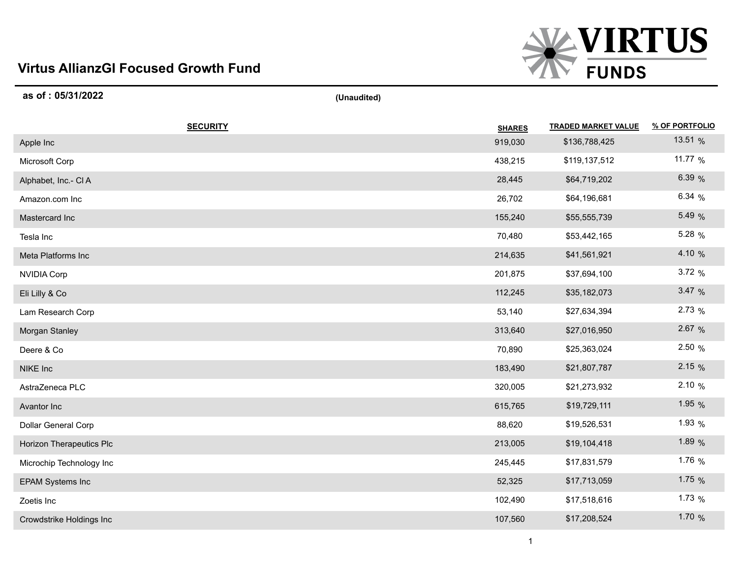# Virtus AllianzGI Focused Growth Fund

**as of : 05/31/2022** **(Unaudited)**

| SECURITY | SHARES | TRADED MARKET VALUE | % OF PORTFOLIO |
|---|---|---|---|
| Apple Inc | 919,030 | $136,788,425 | 13.51 % |
| Microsoft Corp | 438,215 | $119,137,512 | 11.77 % |
| Alphabet, Inc.- Cl A | 28,445 | $64,719,202 | 6.39 % |
| Amazon.com Inc | 26,702 | $64,196,681 | 6.34 % |
| Mastercard Inc | 155,240 | $55,555,739 | 5.49 % |
| Tesla Inc | 70,480 | $53,442,165 | 5.28 % |
| Meta Platforms Inc | 214,635 | $41,561,921 | 4.10 % |
| NVIDIA Corp | 201,875 | $37,694,100 | 3.72 % |
| Eli Lilly & Co | 112,245 | $35,182,073 | 3.47 % |
| Lam Research Corp | 53,140 | $27,634,394 | 2.73 % |
| Morgan Stanley | 313,640 | $27,016,950 | 2.67 % |
| Deere & Co | 70,890 | $25,363,024 | 2.50 % |
| NIKE Inc | 183,490 | $21,807,787 | 2.15 % |
| AstraZeneca PLC | 320,005 | $21,273,932 | 2.10 % |
| Avantor Inc | 615,765 | $19,729,111 | 1.95 % |
| Dollar General Corp | 88,620 | $19,526,531 | 1.93 % |
| Horizon Therapeutics Plc | 213,005 | $19,104,418 | 1.89 % |
| Microchip Technology Inc | 245,445 | $17,831,579 | 1.76 % |
| EPAM Systems Inc | 52,325 | $17,713,059 | 1.75 % |
| Zoetis Inc | 102,490 | $17,518,616 | 1.73 % |
| Crowdstrike Holdings Inc | 107,560 | $17,208,524 | 1.70 % |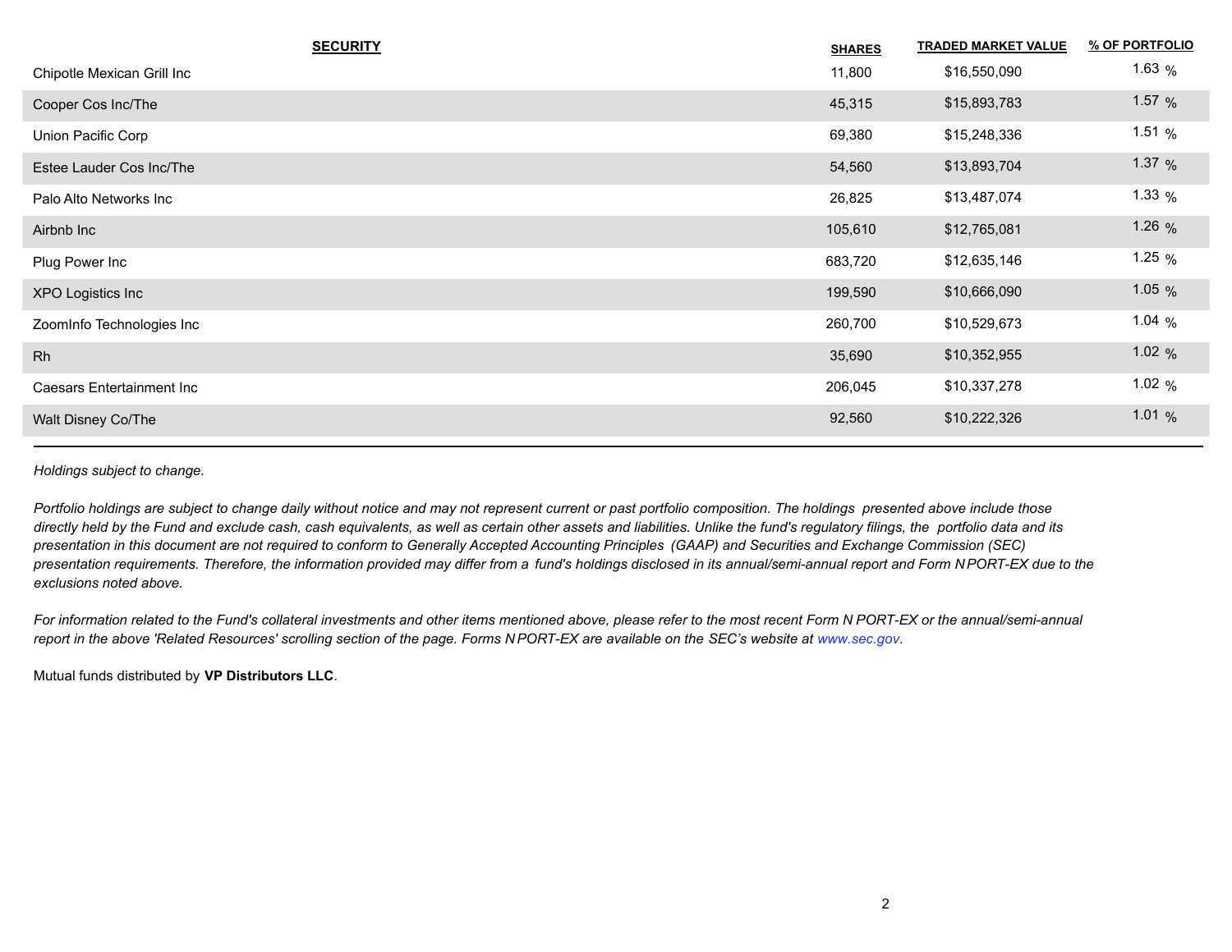| SECURITY | SHARES | TRADED MARKET VALUE | % OF PORTFOLIO |
|---|---|---|---|
| Chipotle Mexican Grill Inc | 11,800 | $16,550,090 | 1.63 % |
| Cooper Cos Inc/The | 45,315 | $15,893,783 | 1.57 % |
| Union Pacific Corp | 69,380 | $15,248,336 | 1.51 % |
| Estee Lauder Cos Inc/The | 54,560 | $13,893,704 | 1.37 % |
| Palo Alto Networks Inc | 26,825 | $13,487,074 | 1.33 % |
| Airbnb Inc | 105,610 | $12,765,081 | 1.26 % |
| Plug Power Inc | 683,720 | $12,635,146 | 1.25 % |
| XPO Logistics Inc | 199,590 | $10,666,090 | 1.05 % |
| ZoomInfo Technologies Inc | 260,700 | $10,529,673 | 1.04 % |
| Rh | 35,690 | $10,352,955 | 1.02 % |
| Caesars Entertainment Inc | 206,045 | $10,337,278 | 1.02 % |
| Walt Disney Co/The | 92,560 | $10,222,326 | 1.01 % |

*Holdings subject to change.*

*Portfolio holdings are subject to change daily without notice and may not represent current or past portfolio composition. The holdings presented above include those directly held by the Fund and exclude cash, cash equivalents, as well as certain other assets and liabilities. Unlike the fund's regulatory filings, the portfolio data and its presentation in this document are not required to conform to Generally Accepted Accounting Principles (GAAP) and Securities and Exchange Commission (SEC) presentation requirements. Therefore, the information provided may differ from a fund's holdings disclosed in its annual/semi-annual report and Form N PORT-EX due to the exclusions noted above.*

*For information related to the Fund's collateral investments and other items mentioned above, please refer to the most recent Form N PORT-EX or the annual/semi-annual report in the above 'Related Resources' scrolling section of the page. Forms N PORT-EX are available on the SEC's website at www.sec.gov.*

Mutual funds distributed by **VP Distributors LLC**.